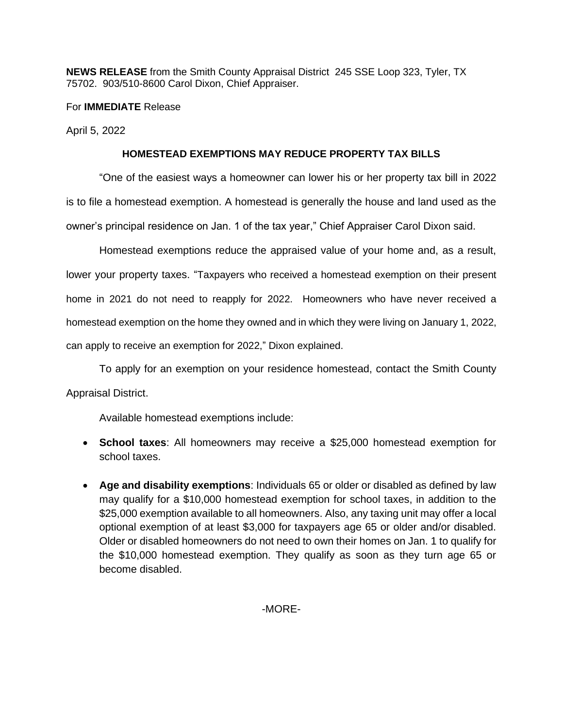**NEWS RELEASE** from the Smith County Appraisal District 245 SSE Loop 323, Tyler, TX 75702. 903/510-8600 Carol Dixon, Chief Appraiser.

For **IMMEDIATE** Release

April 5, 2022

**HOMESTEAD EXEMPTIONS MAY REDUCE PROPERTY TAX BILLS**

"One of the easiest ways a homeowner can lower his or her property tax bill in 2022 is to file a homestead exemption. A homestead is generally the house and land used as the owner's principal residence on Jan. 1 of the tax year," Chief Appraiser Carol Dixon said.

Homestead exemptions reduce the appraised value of your home and, as a result, lower your property taxes. "Taxpayers who received a homestead exemption on their present home in 2021 do not need to reapply for 2022. Homeowners who have never received a homestead exemption on the home they owned and in which they were living on January 1, 2022, can apply to receive an exemption for 2022," Dixon explained.

To apply for an exemption on your residence homestead, contact the Smith County Appraisal District.

Available homestead exemptions include:

- **School taxes**: All homeowners may receive a $25,000 homestead exemption for school taxes.
- **Age and disability exemptions**: Individuals 65 or older or disabled as defined by law may qualify for a $10,000 homestead exemption for school taxes, in addition to the $25,000 exemption available to all homeowners. Also, any taxing unit may offer a local optional exemption of at least $3,000 for taxpayers age 65 or older and/or disabled. Older or disabled homeowners do not need to own their homes on Jan. 1 to qualify for the $10,000 homestead exemption. They qualify as soon as they turn age 65 or become disabled.

-MORE-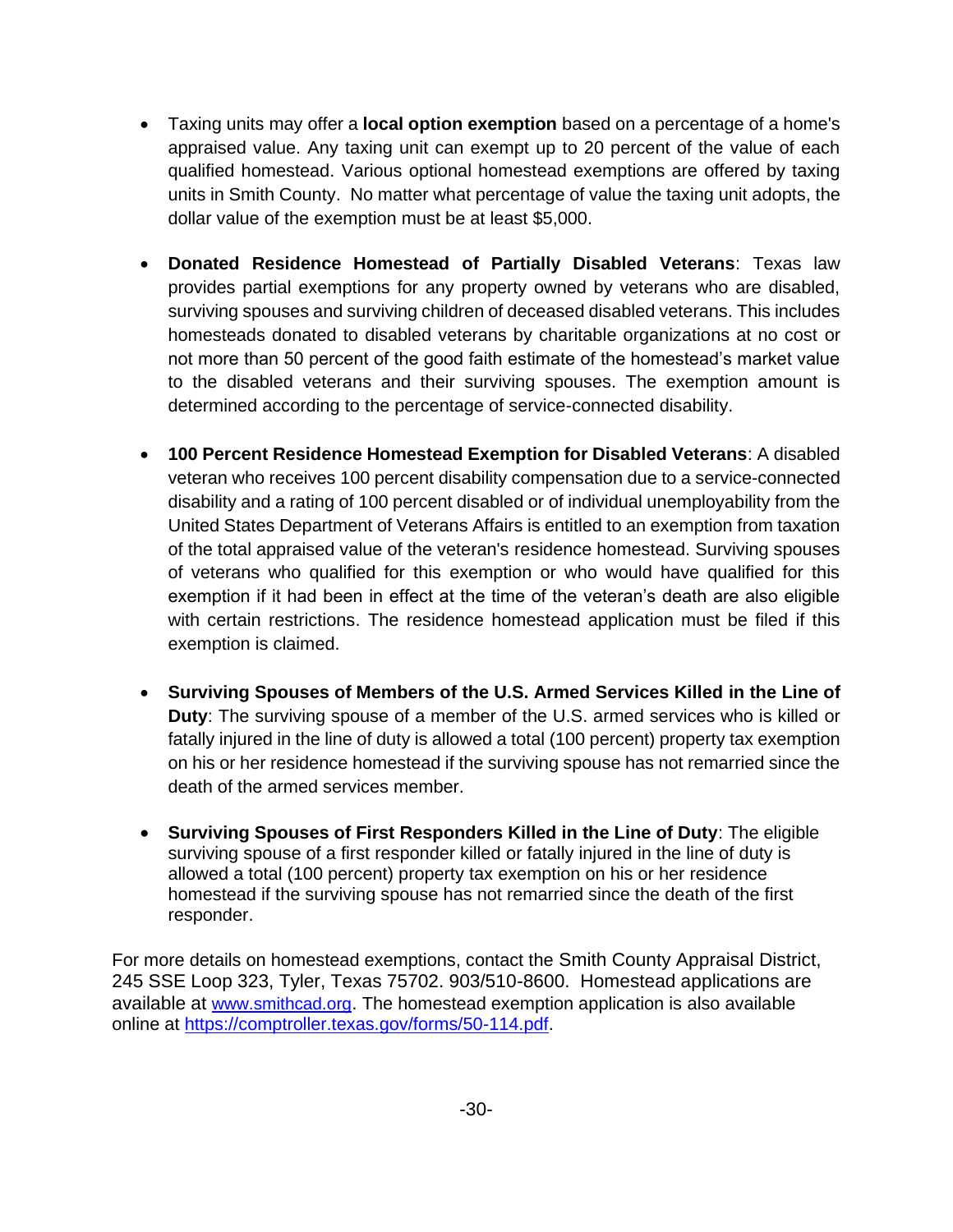- Taxing units may offer a **local option exemption** based on a percentage of a home's appraised value. Any taxing unit can exempt up to 20 percent of the value of each qualified homestead. Various optional homestead exemptions are offered by taxing units in Smith County. No matter what percentage of value the taxing unit adopts, the dollar value of the exemption must be at least $5,000.

- **Donated Residence Homestead of Partially Disabled Veterans**: Texas law provides partial exemptions for any property owned by veterans who are disabled, surviving spouses and surviving children of deceased disabled veterans. This includes homesteads donated to disabled veterans by charitable organizations at no cost or not more than 50 percent of the good faith estimate of the homestead's market value to the disabled veterans and their surviving spouses. The exemption amount is determined according to the percentage of service-connected disability.

- **100 Percent Residence Homestead Exemption for Disabled Veterans**: A disabled veteran who receives 100 percent disability compensation due to a service-connected disability and a rating of 100 percent disabled or of individual unemployability from the United States Department of Veterans Affairs is entitled to an exemption from taxation of the total appraised value of the veteran's residence homestead. Surviving spouses of veterans who qualified for this exemption or who would have qualified for this exemption if it had been in effect at the time of the veteran's death are also eligible with certain restrictions. The residence homestead application must be filed if this exemption is claimed.

- **Surviving Spouses of Members of the U.S. Armed Services Killed in the Line of Duty**: The surviving spouse of a member of the U.S. armed services who is killed or fatally injured in the line of duty is allowed a total (100 percent) property tax exemption on his or her residence homestead if the surviving spouse has not remarried since the death of the armed services member.

- **Surviving Spouses of First Responders Killed in the Line of Duty**: The eligible surviving spouse of a first responder killed or fatally injured in the line of duty is allowed a total (100 percent) property tax exemption on his or her residence homestead if the surviving spouse has not remarried since the death of the first responder.

For more details on homestead exemptions, contact the Smith County Appraisal District, 245 SSE Loop 323, Tyler, Texas 75702. 903/510-8600. Homestead applications are available at www.smithcad.org. The homestead exemption application is also available online at https://comptroller.texas.gov/forms/50-114.pdf.